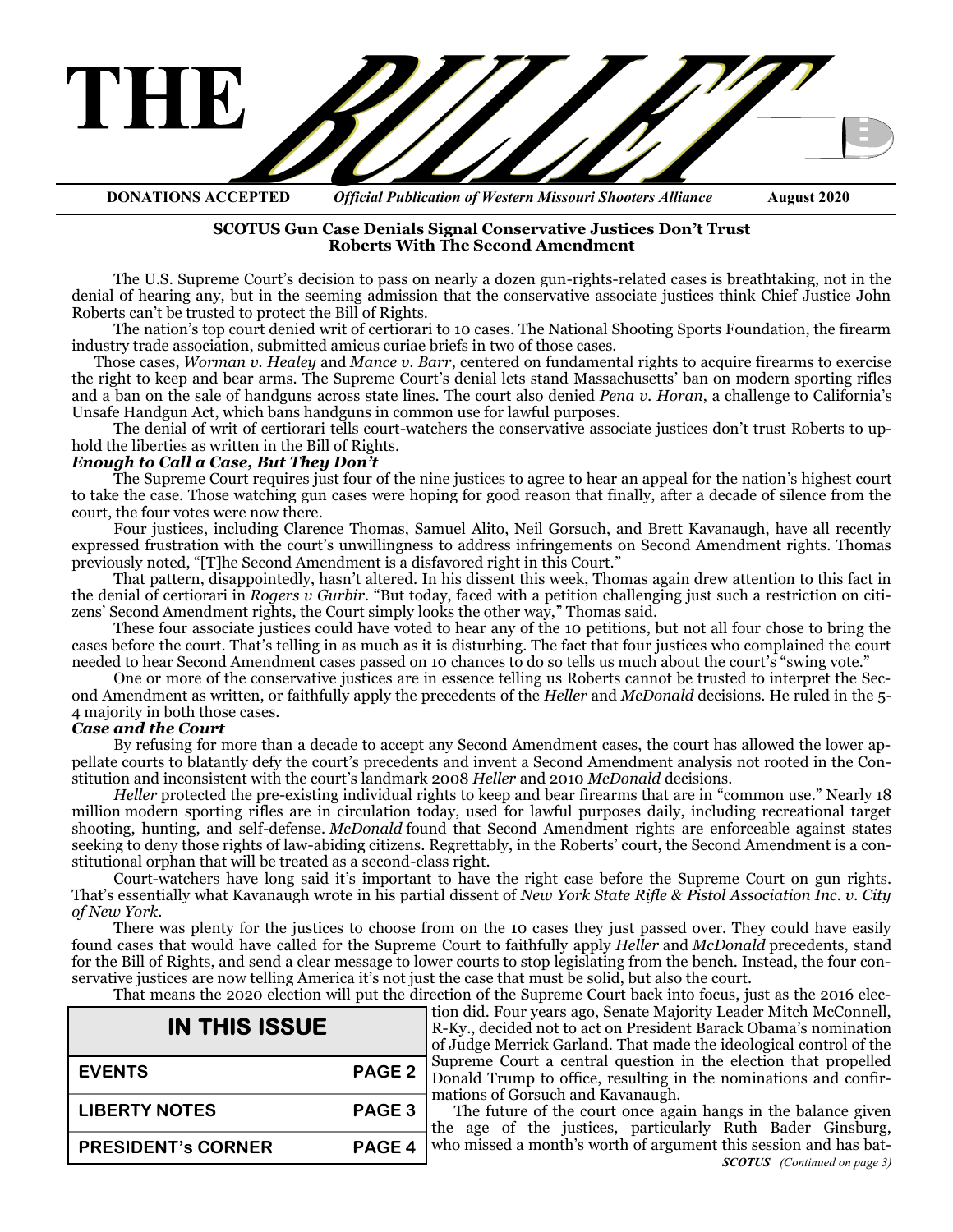# THE BULLET

**DONATIONS ACCEPTED** *Official Publication of Western Missouri Shooters Alliance* **August 2020**

## SCOTUS Gun Case Denials Signal Conservative Justices Don't Trust Roberts With The Second Amendment

The U.S. Supreme Court's decision to pass on nearly a dozen gun-rights-related cases is breathtaking, not in the denial of hearing any, but in the seeming admission that the conservative associate justices think Chief Justice John Roberts can't be trusted to protect the Bill of Rights.

The nation's top court denied writ of certiorari to 10 cases. The National Shooting Sports Foundation, the firearm industry trade association, submitted amicus curiae briefs in two of those cases.

Those cases, *Worman v. Healey* and *Mance v. Barr*, centered on fundamental rights to acquire firearms to exercise the right to keep and bear arms. The Supreme Court's denial lets stand Massachusetts' ban on modern sporting rifles and a ban on the sale of handguns across state lines. The court also denied *Pena v. Horan*, a challenge to California's Unsafe Handgun Act, which bans handguns in common use for lawful purposes.

The denial of writ of certiorari tells court-watchers the conservative associate justices don't trust Roberts to uphold the liberties as written in the Bill of Rights.

### *Enough to Call a Case, But They Don't*

The Supreme Court requires just four of the nine justices to agree to hear an appeal for the nation's highest court to take the case. Those watching gun cases were hoping for good reason that finally, after a decade of silence from the court, the four votes were now there.

Four justices, including Clarence Thomas, Samuel Alito, Neil Gorsuch, and Brett Kavanaugh, have all recently expressed frustration with the court's unwillingness to address infringements on Second Amendment rights. Thomas previously noted, "[T]he Second Amendment is a disfavored right in this Court."

That pattern, disappointedly, hasn't altered. In his dissent this week, Thomas again drew attention to this fact in the denial of certiorari in *Rogers v Gurbir*. "But today, faced with a petition challenging just such a restriction on citizens' Second Amendment rights, the Court simply looks the other way," Thomas said.

These four associate justices could have voted to hear any of the 10 petitions, but not all four chose to bring the cases before the court. That's telling in as much as it is disturbing. The fact that four justices who complained the court needed to hear Second Amendment cases passed on 10 chances to do so tells us much about the court's "swing vote."

One or more of the conservative justices are in essence telling us Roberts cannot be trusted to interpret the Second Amendment as written, or faithfully apply the precedents of the *Heller* and *McDonald* decisions. He ruled in the 5-4 majority in both those cases.

### *Case and the Court*

By refusing for more than a decade to accept any Second Amendment cases, the court has allowed the lower appellate courts to blatantly defy the court's precedents and invent a Second Amendment analysis not rooted in the Constitution and inconsistent with the court's landmark 2008 *Heller* and 2010 *McDonald* decisions.

*Heller* protected the pre-existing individual rights to keep and bear firearms that are in "common use." Nearly 18 million modern sporting rifles are in circulation today, used for lawful purposes daily, including recreational target shooting, hunting, and self-defense. *McDonald* found that Second Amendment rights are enforceable against states seeking to deny those rights of law-abiding citizens. Regrettably, in the Roberts' court, the Second Amendment is a constitutional orphan that will be treated as a second-class right.

Court-watchers have long said it's important to have the right case before the Supreme Court on gun rights. That's essentially what Kavanaugh wrote in his partial dissent of *New York State Rifle & Pistol Association Inc. v. City of New York*.

There was plenty for the justices to choose from on the 10 cases they just passed over. They could have easily found cases that would have called for the Supreme Court to faithfully apply *Heller* and *McDonald* precedents, stand for the Bill of Rights, and send a clear message to lower courts to stop legislating from the bench. Instead, the four conservative justices are now telling America it's not just the case that must be solid, but also the court.

That means the 2020 election will put the direction of the Supreme Court back into focus, just as the 2016 election did. Four years ago, Senate Majority Leader Mitch McConnell, R-Ky., decided not to act on President Barack Obama's nomination of Judge Merrick Garland. That made the ideological control of the Supreme Court a central question in the election that propelled Donald Trump to office, resulting in the nominations and confirmations of Gorsuch and Kavanaugh.

The future of the court once again hangs in the balance given the age of the justices, particularly Ruth Bader Ginsburg, who missed a month's worth of argument this session and has bat-

*SCOTUS (Continued on page 3)*

| IN THIS ISSUE | |
|---|---|
| EVENTS | PAGE 2 |
| LIBERTY NOTES | PAGE 3 |
| PRESIDENT's CORNER | PAGE 4 |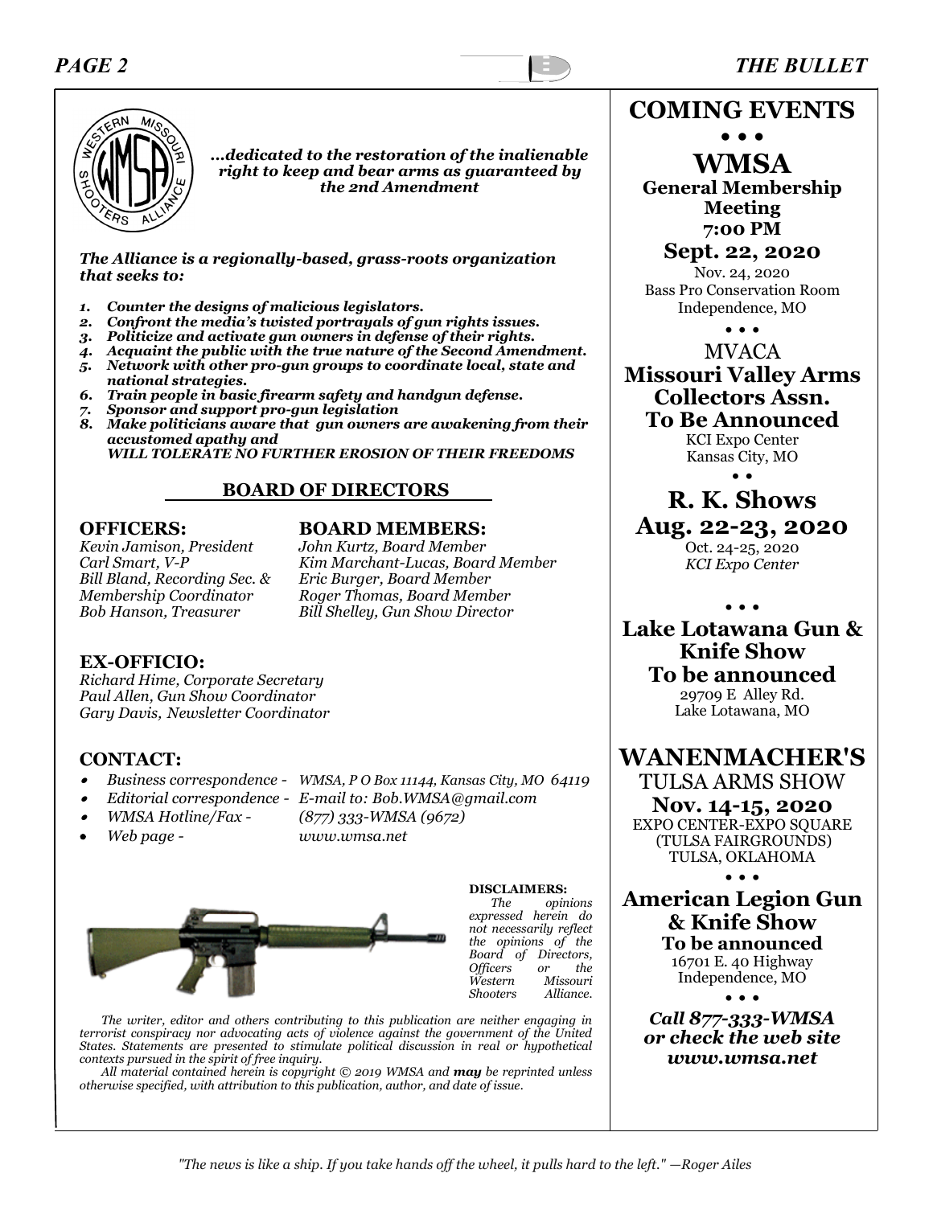*...dedicated to the restoration of the inalienable right to keep and bear arms as guaranteed by the 2nd Amendment*

***The Alliance is a regionally-based, grass-roots organization that seeks to:***

1. ***Counter the designs of malicious legislators.***
2. ***Confront the media's twisted portrayals of gun rights issues.***
3. ***Politicize and activate gun owners in defense of their rights.***
4. ***Acquaint the public with the true nature of the Second Amendment.***
5. ***Network with other pro-gun groups to coordinate local, state and national strategies.***
6. ***Train people in basic firearm safety and handgun defense.***
7. ***Sponsor and support pro-gun legislation***
8. ***Make politicians aware that gun owners are awakening from their accustomed apathy and WILL TOLERATE NO FURTHER EROSION OF THEIR FREEDOMS***

## BOARD OF DIRECTORS

### OFFICERS:

*Kevin Jamison, President*
*Carl Smart, V-P*
*Bill Bland, Recording Sec. & Membership Coordinator*
*Bob Hanson, Treasurer*

### BOARD MEMBERS:

*John Kurtz, Board Member*
*Kim Marchant-Lucas, Board Member*
*Eric Burger, Board Member*
*Roger Thomas, Board Member*
*Bill Shelley, Gun Show Director*

### EX-OFFICIO:

*Richard Hime, Corporate Secretary*
*Paul Allen, Gun Show Coordinator*
*Gary Davis, Newsletter Coordinator*

### CONTACT:

- *Business correspondence - WMSA, P O Box 11144, Kansas City, MO 64119*
- *Editorial correspondence - E-mail to: Bob.WMSA@gmail.com*
- *WMSA Hotline/Fax - (877) 333-WMSA (9672)*
- *Web page - www.wmsa.net*

**DISCLAIMERS:**
*The opinions expressed herein do not necessarily reflect the opinions of the Board of Directors, Officers or the Western Missouri Shooters Alliance.*

*The writer, editor and others contributing to this publication are neither engaging in terrorist conspiracy nor advocating acts of violence against the government of the United States. Statements are presented to stimulate political discussion in real or hypothetical contexts pursued in the spirit of free inquiry.*

*All material contained herein is copyright © 2019 WMSA and* ***may*** *be reprinted unless otherwise specified, with attribution to this publication, author, and date of issue.*

## COMING EVENTS

• • •

**WMSA**
**General Membership Meeting**
**7:00 PM**
**Sept. 22, 2020**
Nov. 24, 2020
Bass Pro Conservation Room
Independence, MO

• • •

MVACA
**Missouri Valley Arms Collectors Assn.**
**To Be Announced**
KCI Expo Center
Kansas City, MO

• •

**R. K. Shows**
**Aug. 22-23, 2020**
Oct. 24-25, 2020
*KCI Expo Center*

• • •

**Lake Lotawana Gun & Knife Show**
**To be announced**
29709 E Alley Rd.
Lake Lotawana, MO

**WANENMACHER'S**
TULSA ARMS SHOW
**Nov. 14-15, 2020**
EXPO CENTER-EXPO SQUARE
(TULSA FAIRGROUNDS)
TULSA, OKLAHOMA

• • •

**American Legion Gun & Knife Show**
**To be announced**
16701 E. 40 Highway
Independence, MO

• • •

***Call 877-333-WMSA or check the web site www.wmsa.net***

*"The news is like a ship. If you take hands off the wheel, it pulls hard to the left." —Roger Ailes*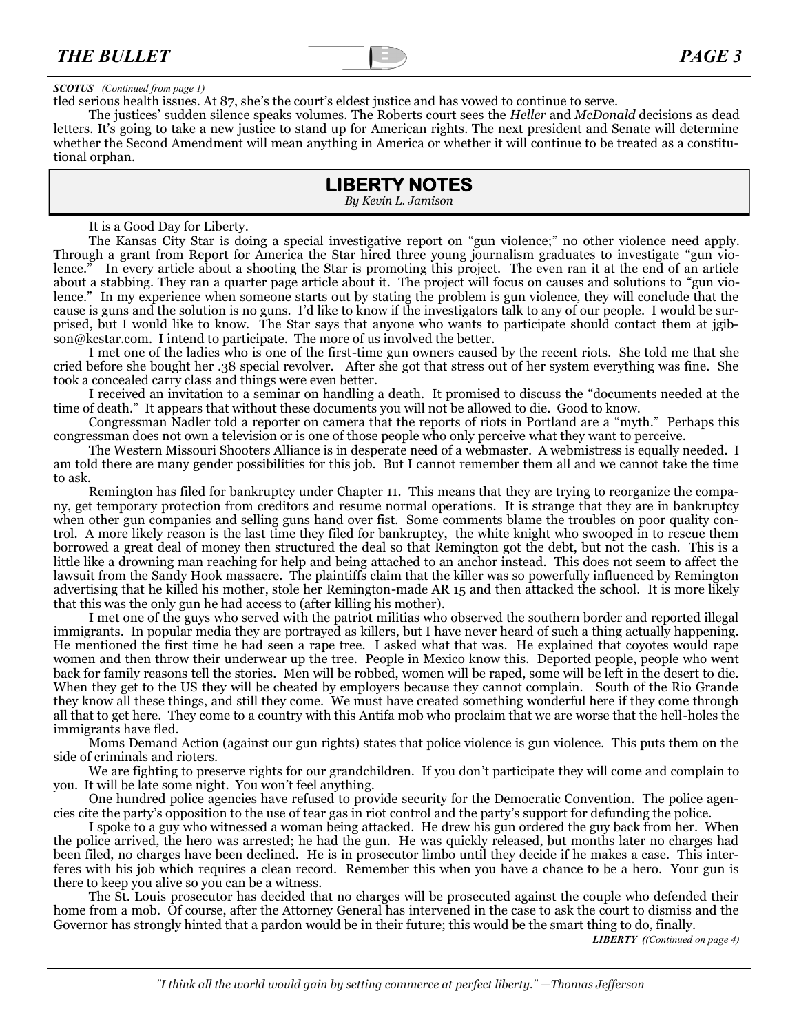*SCOTUS (Continued from page 1)*

tled serious health issues. At 87, she's the court's eldest justice and has vowed to continue to serve.

The justices' sudden silence speaks volumes. The Roberts court sees the *Heller* and *McDonald* decisions as dead letters. It's going to take a new justice to stand up for American rights. The next president and Senate will determine whether the Second Amendment will mean anything in America or whether it will continue to be treated as a constitutional orphan.

## LIBERTY NOTES

*By Kevin L. Jamison*

It is a Good Day for Liberty.

The Kansas City Star is doing a special investigative report on "gun violence;" no other violence need apply. Through a grant from Report for America the Star hired three young journalism graduates to investigate "gun violence." In every article about a shooting the Star is promoting this project. The even ran it at the end of an article about a stabbing. They ran a quarter page article about it. The project will focus on causes and solutions to "gun violence." In my experience when someone starts out by stating the problem is gun violence, they will conclude that the cause is guns and the solution is no guns. I'd like to know if the investigators talk to any of our people. I would be surprised, but I would like to know. The Star says that anyone who wants to participate should contact them at jgibson@kcstar.com. I intend to participate. The more of us involved the better.

I met one of the ladies who is one of the first-time gun owners caused by the recent riots. She told me that she cried before she bought her .38 special revolver. After she got that stress out of her system everything was fine. She took a concealed carry class and things were even better.

I received an invitation to a seminar on handling a death. It promised to discuss the "documents needed at the time of death." It appears that without these documents you will not be allowed to die. Good to know.

Congressman Nadler told a reporter on camera that the reports of riots in Portland are a "myth." Perhaps this congressman does not own a television or is one of those people who only perceive what they want to perceive.

The Western Missouri Shooters Alliance is in desperate need of a webmaster. A webmistress is equally needed. I am told there are many gender possibilities for this job. But I cannot remember them all and we cannot take the time to ask.

Remington has filed for bankruptcy under Chapter 11. This means that they are trying to reorganize the company, get temporary protection from creditors and resume normal operations. It is strange that they are in bankruptcy when other gun companies and selling guns hand over fist. Some comments blame the troubles on poor quality control. A more likely reason is the last time they filed for bankruptcy, the white knight who swooped in to rescue them borrowed a great deal of money then structured the deal so that Remington got the debt, but not the cash. This is a little like a drowning man reaching for help and being attached to an anchor instead. This does not seem to affect the lawsuit from the Sandy Hook massacre. The plaintiffs claim that the killer was so powerfully influenced by Remington advertising that he killed his mother, stole her Remington-made AR 15 and then attacked the school. It is more likely that this was the only gun he had access to (after killing his mother).

I met one of the guys who served with the patriot militias who observed the southern border and reported illegal immigrants. In popular media they are portrayed as killers, but I have never heard of such a thing actually happening. He mentioned the first time he had seen a rape tree. I asked what that was. He explained that coyotes would rape women and then throw their underwear up the tree. People in Mexico know this. Deported people, people who went back for family reasons tell the stories. Men will be robbed, women will be raped, some will be left in the desert to die. When they get to the US they will be cheated by employers because they cannot complain. South of the Rio Grande they know all these things, and still they come. We must have created something wonderful here if they come through all that to get here. They come to a country with this Antifa mob who proclaim that we are worse that the hell-holes the immigrants have fled.

Moms Demand Action (against our gun rights) states that police violence is gun violence. This puts them on the side of criminals and rioters.

We are fighting to preserve rights for our grandchildren. If you don't participate they will come and complain to you. It will be late some night. You won't feel anything.

One hundred police agencies have refused to provide security for the Democratic Convention. The police agencies cite the party's opposition to the use of tear gas in riot control and the party's support for defunding the police.

I spoke to a guy who witnessed a woman being attacked. He drew his gun ordered the guy back from her. When the police arrived, the hero was arrested; he had the gun. He was quickly released, but months later no charges had been filed, no charges have been declined. He is in prosecutor limbo until they decide if he makes a case. This interferes with his job which requires a clean record. Remember this when you have a chance to be a hero. Your gun is there to keep you alive so you can be a witness.

The St. Louis prosecutor has decided that no charges will be prosecuted against the couple who defended their home from a mob. Of course, after the Attorney General has intervened in the case to ask the court to dismiss and the Governor has strongly hinted that a pardon would be in their future; this would be the smart thing to do, finally.

*LIBERTY ((Continued on page 4)*

*"I think all the world would gain by setting commerce at perfect liberty." —Thomas Jefferson*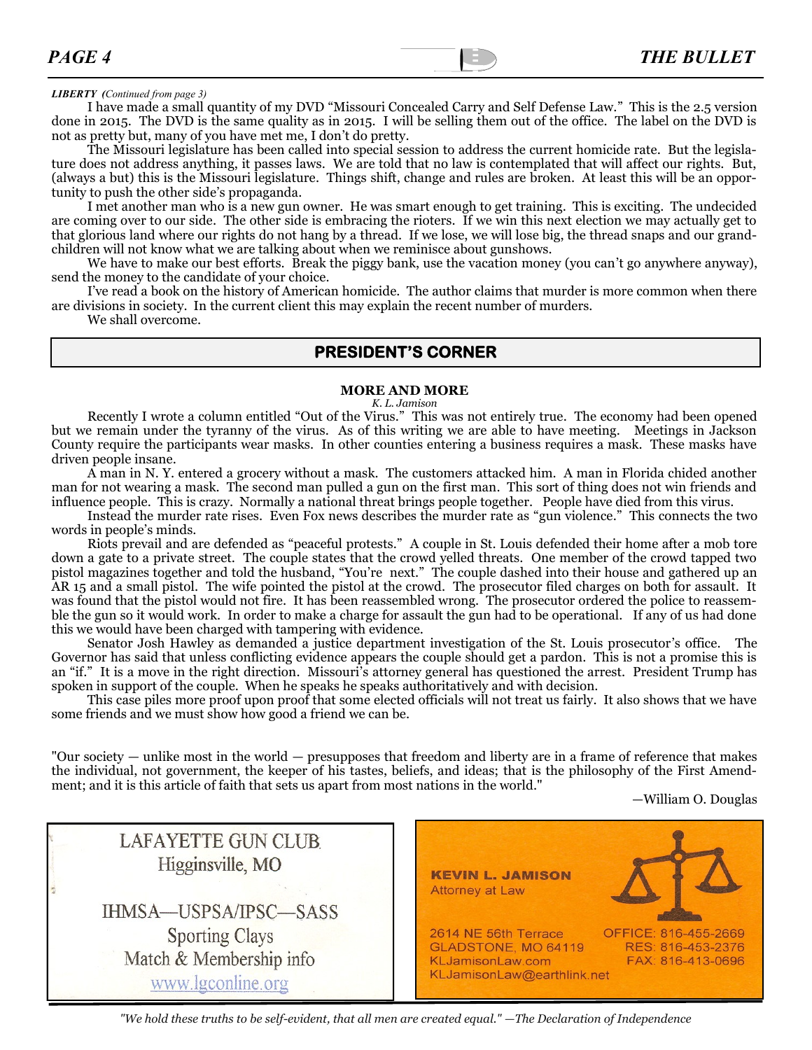*LIBERTY (Continued from page 3)*

I have made a small quantity of my DVD "Missouri Concealed Carry and Self Defense Law." This is the 2.5 version done in 2015. The DVD is the same quality as in 2015. I will be selling them out of the office. The label on the DVD is not as pretty but, many of you have met me, I don't do pretty.

The Missouri legislature has been called into special session to address the current homicide rate. But the legislature does not address anything, it passes laws. We are told that no law is contemplated that will affect our rights. But, (always a but) this is the Missouri legislature. Things shift, change and rules are broken. At least this will be an opportunity to push the other side's propaganda.

I met another man who is a new gun owner. He was smart enough to get training. This is exciting. The undecided are coming over to our side. The other side is embracing the rioters. If we win this next election we may actually get to that glorious land where our rights do not hang by a thread. If we lose, we will lose big, the thread snaps and our grandchildren will not know what we are talking about when we reminisce about gunshows.

We have to make our best efforts. Break the piggy bank, use the vacation money (you can't go anywhere anyway), send the money to the candidate of your choice.

I've read a book on the history of American homicide. The author claims that murder is more common when there are divisions in society. In the current client this may explain the recent number of murders.

We shall overcome.

## PRESIDENT'S CORNER

### MORE AND MORE

*K. L. Jamison*

Recently I wrote a column entitled "Out of the Virus." This was not entirely true. The economy had been opened but we remain under the tyranny of the virus. As of this writing we are able to have meeting. Meetings in Jackson County require the participants wear masks. In other counties entering a business requires a mask. These masks have driven people insane.

A man in N. Y. entered a grocery without a mask. The customers attacked him. A man in Florida chided another man for not wearing a mask. The second man pulled a gun on the first man. This sort of thing does not win friends and influence people. This is crazy. Normally a national threat brings people together. People have died from this virus.

Instead the murder rate rises. Even Fox news describes the murder rate as "gun violence." This connects the two words in people's minds.

Riots prevail and are defended as "peaceful protests." A couple in St. Louis defended their home after a mob tore down a gate to a private street. The couple states that the crowd yelled threats. One member of the crowd tapped two pistol magazines together and told the husband, "You're next." The couple dashed into their house and gathered up an AR 15 and a small pistol. The wife pointed the pistol at the crowd. The prosecutor filed charges on both for assault. It was found that the pistol would not fire. It has been reassembled wrong. The prosecutor ordered the police to reassemble the gun so it would work. In order to make a charge for assault the gun had to be operational. If any of us had done this we would have been charged with tampering with evidence.

Senator Josh Hawley as demanded a justice department investigation of the St. Louis prosecutor's office. The Governor has said that unless conflicting evidence appears the couple should get a pardon. This is not a promise this is an "if." It is a move in the right direction. Missouri's attorney general has questioned the arrest. President Trump has spoken in support of the couple. When he speaks he speaks authoritatively and with decision.

This case piles more proof upon proof that some elected officials will not treat us fairly. It also shows that we have some friends and we must show how good a friend we can be.

"Our society — unlike most in the world — presupposes that freedom and liberty are in a frame of reference that makes the individual, not government, the keeper of his tastes, beliefs, and ideas; that is the philosophy of the First Amendment; and it is this article of faith that sets us apart from most nations in the world."

—William O. Douglas

LAFAYETTE GUN CLUB
Higginsville, MO

IHMSA—USPSA/IPSC—SASS
Sporting Clays
Match & Membership info
www.lgconline.org

**KEVIN L. JAMISON**
Attorney at Law

2614 NE 56th Terrace
GLADSTONE, MO 64119
KLJamisonLaw.com
KLJamisonLaw@earthlink.net

OFFICE: 816-455-2669
RES: 816-453-2376
FAX: 816-413-0696

*"We hold these truths to be self-evident, that all men are created equal." —The Declaration of Independence*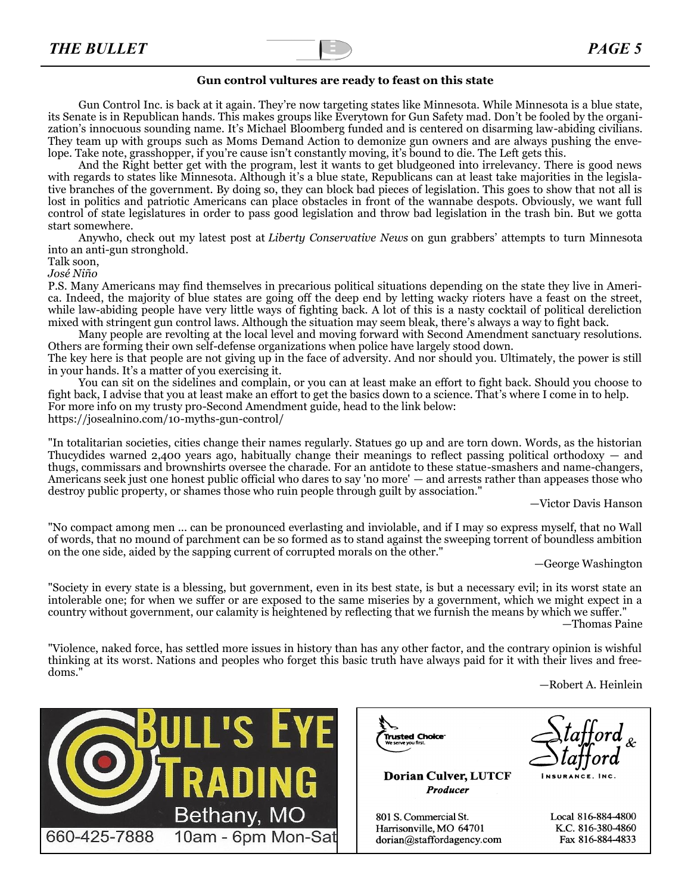## Gun control vultures are ready to feast on this state

Gun Control Inc. is back at it again. They're now targeting states like Minnesota. While Minnesota is a blue state, its Senate is in Republican hands. This makes groups like Everytown for Gun Safety mad. Don't be fooled by the organization's innocuous sounding name. It's Michael Bloomberg funded and is centered on disarming law-abiding civilians. They team up with groups such as Moms Demand Action to demonize gun owners and are always pushing the envelope. Take note, grasshopper, if you're cause isn't constantly moving, it's bound to die. The Left gets this.

And the Right better get with the program, lest it wants to get bludgeoned into irrelevancy. There is good news with regards to states like Minnesota. Although it's a blue state, Republicans can at least take majorities in the legislative branches of the government. By doing so, they can block bad pieces of legislation. This goes to show that not all is lost in politics and patriotic Americans can place obstacles in front of the wannabe despots. Obviously, we want full control of state legislatures in order to pass good legislation and throw bad legislation in the trash bin. But we gotta start somewhere.

Anywho, check out my latest post at *Liberty Conservative News* on gun grabbers' attempts to turn Minnesota into an anti-gun stronghold.

Talk soon,

*José Niño*

P.S. Many Americans may find themselves in precarious political situations depending on the state they live in America. Indeed, the majority of blue states are going off the deep end by letting wacky rioters have a feast on the street, while law-abiding people have very little ways of fighting back. A lot of this is a nasty cocktail of political dereliction mixed with stringent gun control laws. Although the situation may seem bleak, there's always a way to fight back.

Many people are revolting at the local level and moving forward with Second Amendment sanctuary resolutions. Others are forming their own self-defense organizations when police have largely stood down.

The key here is that people are not giving up in the face of adversity. And nor should you. Ultimately, the power is still in your hands. It's a matter of you exercising it.

You can sit on the sidelines and complain, or you can at least make an effort to fight back. Should you choose to fight back, I advise that you at least make an effort to get the basics down to a science. That's where I come in to help. For more info on my trusty pro-Second Amendment guide, head to the link below:

https://josealnino.com/10-myths-gun-control/

"In totalitarian societies, cities change their names regularly. Statues go up and are torn down. Words, as the historian Thucydides warned 2,400 years ago, habitually change their meanings to reflect passing political orthodoxy — and thugs, commissars and brownshirts oversee the charade. For an antidote to these statue-smashers and name-changers, Americans seek just one honest public official who dares to say 'no more' — and arrests rather than appeases those who destroy public property, or shames those who ruin people through guilt by association."

—Victor Davis Hanson

"No compact among men ... can be pronounced everlasting and inviolable, and if I may so express myself, that no Wall of words, that no mound of parchment can be so formed as to stand against the sweeping torrent of boundless ambition on the one side, aided by the sapping current of corrupted morals on the other."

—George Washington

"Society in every state is a blessing, but government, even in its best state, is but a necessary evil; in its worst state an intolerable one; for when we suffer or are exposed to the same miseries by a government, which we might expect in a country without government, our calamity is heightened by reflecting that we furnish the means by which we suffer."

—Thomas Paine

"Violence, naked force, has settled more issues in history than has any other factor, and the contrary opinion is wishful thinking at its worst. Nations and peoples who forget this basic truth have always paid for it with their lives and freedoms."

—Robert A. Heinlein

**BULL'S EYE TRADING**
Bethany, MO
660-425-7888 10am - 6pm Mon-Sat

Trusted Choice — We serve you first.
Stafford & Stafford Insurance, Inc.

**Dorian Culver, LUTCF**
*Producer*

801 S. Commercial St.
Harrisonville, MO 64701
dorian@staffordagency.com

Local 816-884-4800
K.C. 816-380-4860
Fax 816-884-4833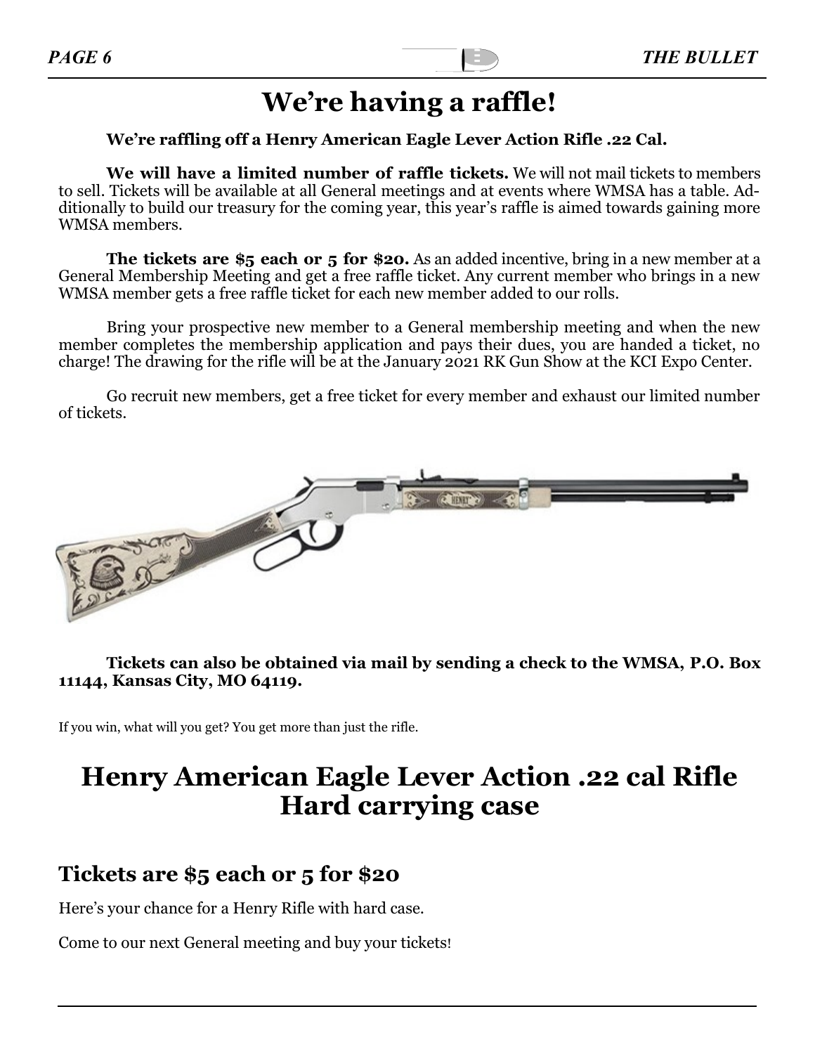# We're having a raffle!

**We're raffling off a Henry American Eagle Lever Action Rifle .22 Cal.**

**We will have a limited number of raffle tickets.** We will not mail tickets to members to sell. Tickets will be available at all General meetings and at events where WMSA has a table. Additionally to build our treasury for the coming year, this year's raffle is aimed towards gaining more WMSA members.

**The tickets are $5 each or 5 for $20.** As an added incentive, bring in a new member at a General Membership Meeting and get a free raffle ticket. Any current member who brings in a new WMSA member gets a free raffle ticket for each new member added to our rolls.

Bring your prospective new member to a General membership meeting and when the new member completes the membership application and pays their dues, you are handed a ticket, no charge! The drawing for the rifle will be at the January 2021 RK Gun Show at the KCI Expo Center.

Go recruit new members, get a free ticket for every member and exhaust our limited number of tickets.

**Tickets can also be obtained via mail by sending a check to the WMSA, P.O. Box 11144, Kansas City, MO 64119.**

If you win, what will you get? You get more than just the rifle.

# Henry American Eagle Lever Action .22 cal Rifle Hard carrying case

## Tickets are $5 each or 5 for $20

Here's your chance for a Henry Rifle with hard case.

Come to our next General meeting and buy your tickets!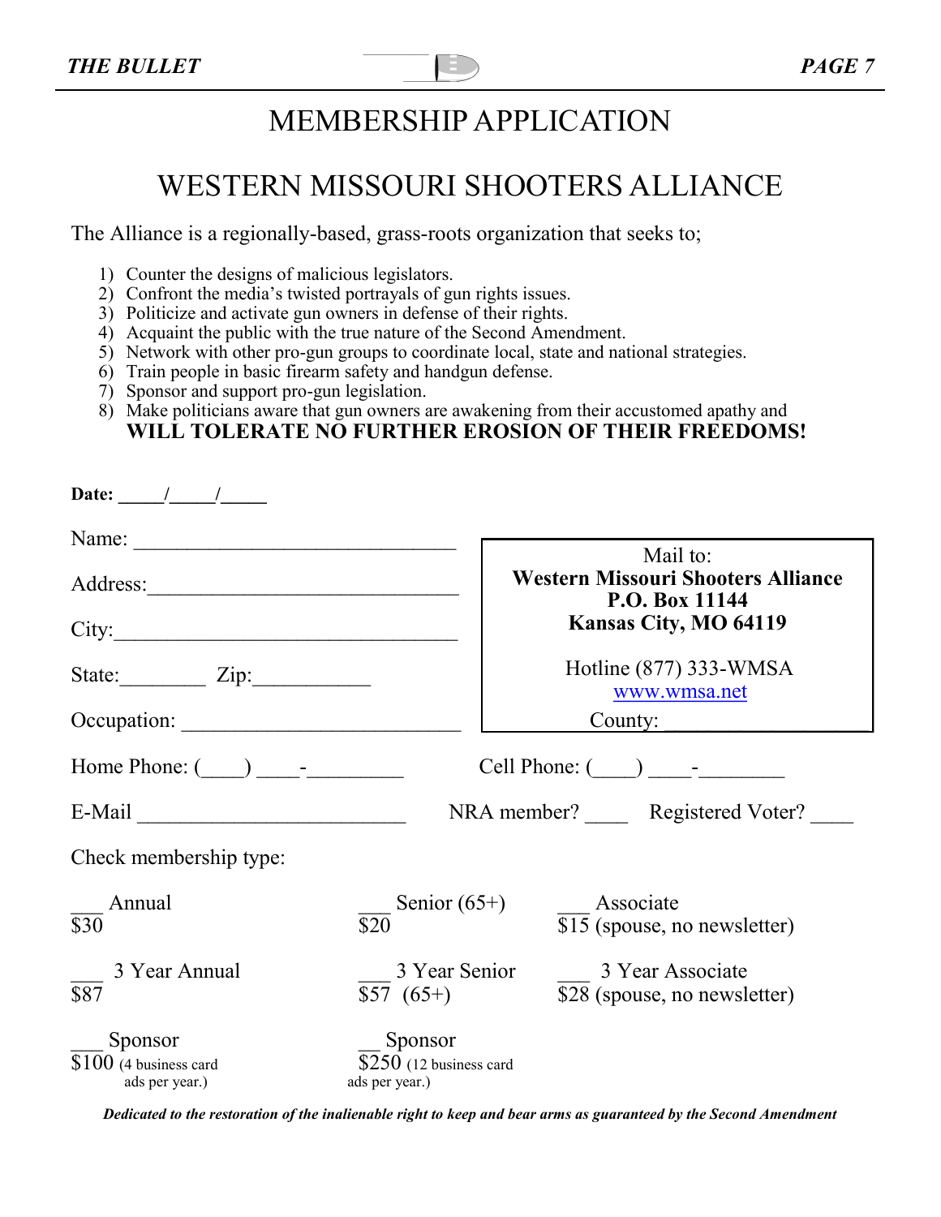# MEMBERSHIP APPLICATION

# WESTERN MISSOURI SHOOTERS ALLIANCE

The Alliance is a regionally-based, grass-roots organization that seeks to;

1) Counter the designs of malicious legislators.
2) Confront the media's twisted portrayals of gun rights issues.
3) Politicize and activate gun owners in defense of their rights.
4) Acquaint the public with the true nature of the Second Amendment.
5) Network with other pro-gun groups to coordinate local, state and national strategies.
6) Train people in basic firearm safety and handgun defense.
7) Sponsor and support pro-gun legislation.
8) Make politicians aware that gun owners are awakening from their accustomed apathy and **WILL TOLERATE NO FURTHER EROSION OF THEIR FREEDOMS!**

**Date: _____/_____/_____**

Name: ______________________________

Address:_____________________________

City:________________________________

State:________ Zip:___________

Occupation: __________________________

Mail to:
**Western Missouri Shooters Alliance**
**P.O. Box 11144**
**Kansas City, MO 64119**

Hotline (877) 333-WMSA
www.wmsa.net

County: ________________

Home Phone: (____) ____-_________ Cell Phone: (____) ____-________

E-Mail _________________________ NRA member? ____ Registered Voter? ____

Check membership type:

___ Annual
$30

___ Senior (65+)
$20

___ Associate
$15 (spouse, no newsletter)

___ 3 Year Annual
$87

___ 3 Year Senior
$57 (65+)

___ 3 Year Associate
$28 (spouse, no newsletter)

___ Sponsor
$100 (4 business card ads per year.)

__ Sponsor
$250 (12 business card ads per year.)

***Dedicated to the restoration of the inalienable right to keep and bear arms as guaranteed by the Second Amendment***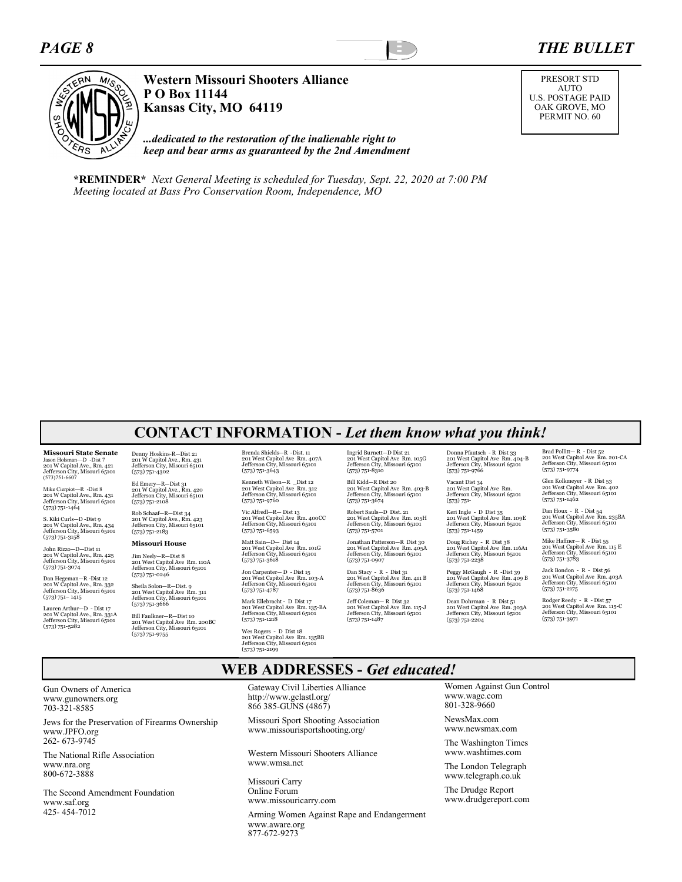**Western Missouri Shooters Alliance**
**P O Box 11144**
**Kansas City, MO 64119**

*...dedicated to the restoration of the inalienable right to keep and bear arms as guaranteed by the 2nd Amendment*

PRESORT STD
AUTO
U.S. POSTAGE PAID
OAK GROVE, MO
PERMIT NO. 60

**\*REMINDER\*** *Next General Meeting is scheduled for Tuesday, Sept. 22, 2020 at 7:00 PM Meeting located at Bass Pro Conservation Room, Independence, MO*

## CONTACT INFORMATION - *Let them know what you think!*

**Missouri State Senate**

Jason Holsman—D -Dist 7
201 W Capitol Ave., Rm. 421
Jefferson City, Missouri 65101
(573)751-6607

Mike Cierpiot—R -Dist 8
201 W Capitol Ave., Rm. 431
Jefferson City, Misouri 65101
(573) 751-1464

S. Kiki Curls—D -Dist 9
201 W Capitol Ave., Rm. 434
Jefferson City, Misouri 65101
(573) 751-3158

John Rizzo—D—Dist 11
201 W Capitol Ave., Rm. 425
Jefferson City, Misouri 65101
(573) 751-3074

Dan Hegeman—R -Dist 12
201 W Capitol Ave., Rm. 332
Jefferson City, Misouri 65101
(573) 751– 1415

Lauren Arthur—D - Dist 17
201 W Capitol Ave., Rm. 331A
Jefferson City, Misouri 65101
(573) 751-5282

Denny Hoskins-R—Dist 21
201 W Capitol Ave., Rm. 431
Jefferson City, Misouri 65101
(573) 751-4302

Ed Emery—R—Dist 31
201 W Capitol Ave., Rm. 420
Jefferson City, Misouri 65101
(573) 751-2108

Rob Schaaf—R—Dist 34
201 W Capitol Ave., Rm. 423
Jefferson City, Misouri 65101
(573) 751-2183

**Missouri House**

Jim Neely—R—Dist 8
201 West Capitol Ave Rm. 110A
Jefferson City, Missouri 65101
(573) 751-0246

Sheila Solon—R—Dist. 9
201 West Capitol Ave Rm. 311
Jefferson City, Missouri 65101
(573) 751-3666

Bill Faulkner—R—Dist 10
201 West Capitol Ave Rm. 200BC
Jefferson City, Missouri 65101
(573) 751-9755

Brenda Shields—R -Dist. 11
201 West Capitol Ave Rm. 407A
Jefferson City, Missouri 65101
(573) 751-3643

Kenneth Wilson—R _Dist 12
201 West Capitol Ave Rm. 312
Jefferson City, Missouri 65101
(573) 751-9760

Vic Alfredl—R— Dist 13
201 West Capitol Ave Rm. 400CC
Jefferson City, Missouri 65101
(573) 751-6593

Matt Sain—D— Dist 14
201 West Capitol Ave Rm. 101G
Jefferson City, Missouri 65101
(573) 751-3618

Jon Carpenter— D - Dist 15
201 West Capitol Ave Rm. 103-A
Jefferson City, Missouri 65101
(573) 751-4787

Mark Ellebracht - D Dist 17
201 West Capitol Ave Rm. 135-BA
Jefferson City, Missouri 65101
(573) 751-1218

Wes Rogers - D Dist 18
201 West Capitol Ave Rm. 135BB
Jefferson City, Missouri 65101
(573) 751-2199

Ingrid Burnett—D Dist 21
201 West Capitol Ave Rm. 105G
Jefferson City, Missouri 65101
(573) 751-8310

Bill Kidd—R Dist 20
201 West Capitol Ave Rm. 403-B
Jefferson City, Missouri 65101
(573) 751-3674

Robert Sauls—D Dist. 21
201 West Capitol Ave Rm. 105H
Jefferson City, Missouri 65101
(573) 751-5701

Jonathan Patterson—R Dist 30
201 West Capitol Ave Rm. 405A
Jefferson City, Missouri 65101
(573) 751-0907

Dan Stacy - R - Dist 31
201 West Capitol Ave Rm. 411 B
Jefferson City, Missouri 65101
(573) 751-8636

Jeff Coleman— R Dist 32
201 West Capitol Ave Rm. 115-J
Jefferson City, Missouri 65101
(573) 751-1487

Donna Pfautsch - R Dist 33
201 West Capitol Ave Rm. 404-B
Jefferson City, Missouri 65101
(573) 751-9766

Vacant Dist 34
201 West Capitol Ave Rm.
Jefferson City, Missouri 65101
(573) 751-

Keri Ingle - D Dist 35
201 West Capitol Ave Rm. 109E
Jefferson City, Missouri 65101
(573) 751-1459

Doug Richey - R Dist 38
201 West Capitol Ave Rm. 116A1
Jefferson City, Missouri 65101
(573) 751-2238

Peggy McGaugh - R -Dist 39
201 West Capitol Ave Rm. 409 B
Jefferson City, Missouri 65101
(573) 751-1468

Dean Dohrman - R Dist 51
201 West Capitol Ave Rm. 303A
Jefferson City, Missouri 65101
(573) 751-2204

Brad Pollitt— R - Dist 52
201 West Capitol Ave Rm. 201-CA
Jefferson City, Missouri 65101
(573) 751-9774

Glen Kolkmeyer - R Dist 53
201 West Capitol Ave Rm. 402
Jefferson City, Missouri 65101
(573) 751-1462

Dan Houx - R - Dist 54
201 West Capitol Ave Rm. 235BA
Jefferson City, Missouri 65101
(573) 751-3580

Mike Haffner— R - Dist 55
201 West Capitol Ave Rm. 115 E
Jefferson City, Missouri 65101
(573) 751-3783

Jack Bondon - R - Dist 56
201 West Capitol Ave Rm. 403A
Jefferson City, Missouri 65101
(573) 751-2175

Rodger Reedy - R - Dist 57
201 West Capitol Ave Rm. 115-C
Jefferson City, Missouri 65101
(573) 751-3971

## WEB ADDRESSES - *Get educated!*

Gun Owners of America
www.gunowners.org
703-321-8585

Jews for the Preservation of Firearms Ownership
www.JPFO.org
262- 673-9745

The National Rifle Association
www.nra.org
800-672-3888

The Second Amendment Foundation
www.saf.org
425- 454-7012

Gateway Civil Liberties Alliance
http://www.gclastl.org/
866 385-GUNS (4867)

Missouri Sport Shooting Association
www.missourisportshooting.org/

Western Missouri Shooters Alliance
www.wmsa.net

Missouri Carry
Online Forum
www.missouricarry.com

Arming Women Against Rape and Endangerment
www.aware.org
877-672-9273

Women Against Gun Control
www.wagc.com
801-328-9660

NewsMax.com
www.newsmax.com

The Washington Times
www.washtimes.com

The London Telegraph
www.telegraph.co.uk

The Drudge Report
www.drudgereport.com